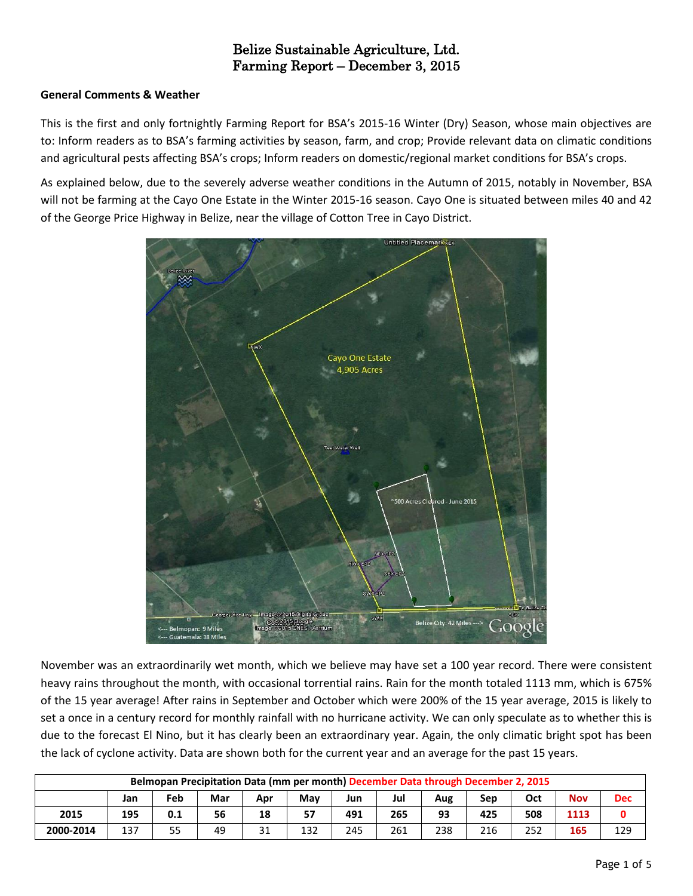# Belize Sustainable Agriculture, Ltd.
# Farming Report – December 3, 2015

## General Comments & Weather

This is the first and only fortnightly Farming Report for BSA's 2015-16 Winter (Dry) Season, whose main objectives are to: Inform readers as to BSA's farming activities by season, farm, and crop; Provide relevant data on climatic conditions and agricultural pests affecting BSA's crops; Inform readers on domestic/regional market conditions for BSA's crops.

As explained below, due to the severely adverse weather conditions in the Autumn of 2015, notably in November, BSA will not be farming at the Cayo One Estate in the Winter 2015-16 season. Cayo One is situated between miles 40 and 42 of the George Price Highway in Belize, near the village of Cotton Tree in Cayo District.

November was an extraordinarily wet month, which we believe may have set a 100 year record. There were consistent heavy rains throughout the month, with occasional torrential rains. Rain for the month totaled 1113 mm, which is 675% of the 15 year average! After rains in September and October which were 200% of the 15 year average, 2015 is likely to set a once in a century record for monthly rainfall with no hurricane activity. We can only speculate as to whether this is due to the forecast El Nino, but it has clearly been an extraordinary year. Again, the only climatic bright spot has been the lack of cyclone activity. Data are shown both for the current year and an average for the past 15 years.

| Belmopan Precipitation Data (mm per month) December Data through December 2, 2015 | | | | | | | | | | | | |
|---|---|---|---|---|---|---|---|---|---|---|---|---|
| | Jan | Feb | Mar | Apr | May | Jun | Jul | Aug | Sep | Oct | Nov | Dec |
| **2015** | **195** | **0.1** | **56** | **18** | **57** | **491** | **265** | **93** | **425** | **508** | **1113** | **0** |
| **2000-2014** | 137 | 55 | 49 | 31 | 132 | 245 | 261 | 238 | 216 | 252 | 165 | 129 |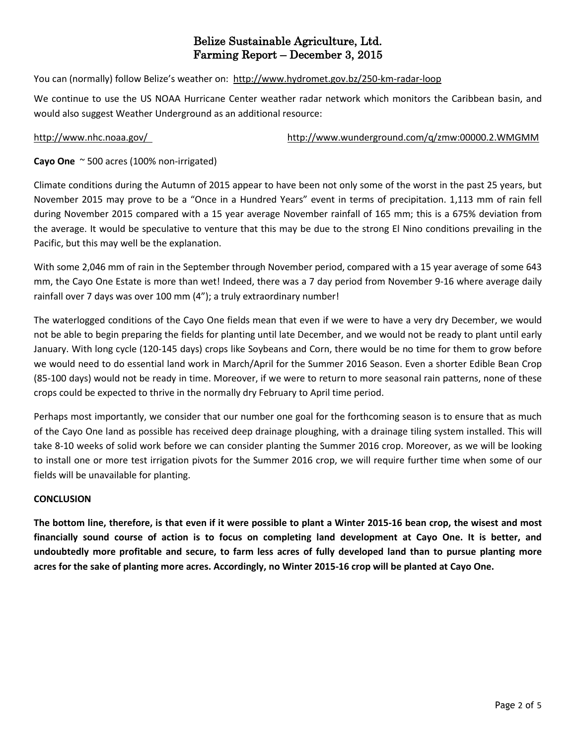# Belize Sustainable Agriculture, Ltd.
## Farming Report – December 3, 2015

You can (normally) follow Belize's weather on: http://www.hydromet.gov.bz/250-km-radar-loop

We continue to use the US NOAA Hurricane Center weather radar network which monitors the Caribbean basin, and would also suggest Weather Underground as an additional resource:

http://www.nhc.noaa.gov/ http://www.wunderground.com/q/zmw:00000.2.WMGMM

**Cayo One** ~ 500 acres (100% non-irrigated)

Climate conditions during the Autumn of 2015 appear to have been not only some of the worst in the past 25 years, but November 2015 may prove to be a "Once in a Hundred Years" event in terms of precipitation. 1,113 mm of rain fell during November 2015 compared with a 15 year average November rainfall of 165 mm; this is a 675% deviation from the average. It would be speculative to venture that this may be due to the strong El Nino conditions prevailing in the Pacific, but this may well be the explanation.

With some 2,046 mm of rain in the September through November period, compared with a 15 year average of some 643 mm, the Cayo One Estate is more than wet! Indeed, there was a 7 day period from November 9-16 where average daily rainfall over 7 days was over 100 mm (4"); a truly extraordinary number!

The waterlogged conditions of the Cayo One fields mean that even if we were to have a very dry December, we would not be able to begin preparing the fields for planting until late December, and we would not be ready to plant until early January. With long cycle (120-145 days) crops like Soybeans and Corn, there would be no time for them to grow before we would need to do essential land work in March/April for the Summer 2016 Season. Even a shorter Edible Bean Crop (85-100 days) would not be ready in time. Moreover, if we were to return to more seasonal rain patterns, none of these crops could be expected to thrive in the normally dry February to April time period.

Perhaps most importantly, we consider that our number one goal for the forthcoming season is to ensure that as much of the Cayo One land as possible has received deep drainage ploughing, with a drainage tiling system installed. This will take 8-10 weeks of solid work before we can consider planting the Summer 2016 crop. Moreover, as we will be looking to install one or more test irrigation pivots for the Summer 2016 crop, we will require further time when some of our fields will be unavailable for planting.

**CONCLUSION**

**The bottom line, therefore, is that even if it were possible to plant a Winter 2015-16 bean crop, the wisest and most financially sound course of action is to focus on completing land development at Cayo One. It is better, and undoubtedly more profitable and secure, to farm less acres of fully developed land than to pursue planting more acres for the sake of planting more acres. Accordingly, no Winter 2015-16 crop will be planted at Cayo One.**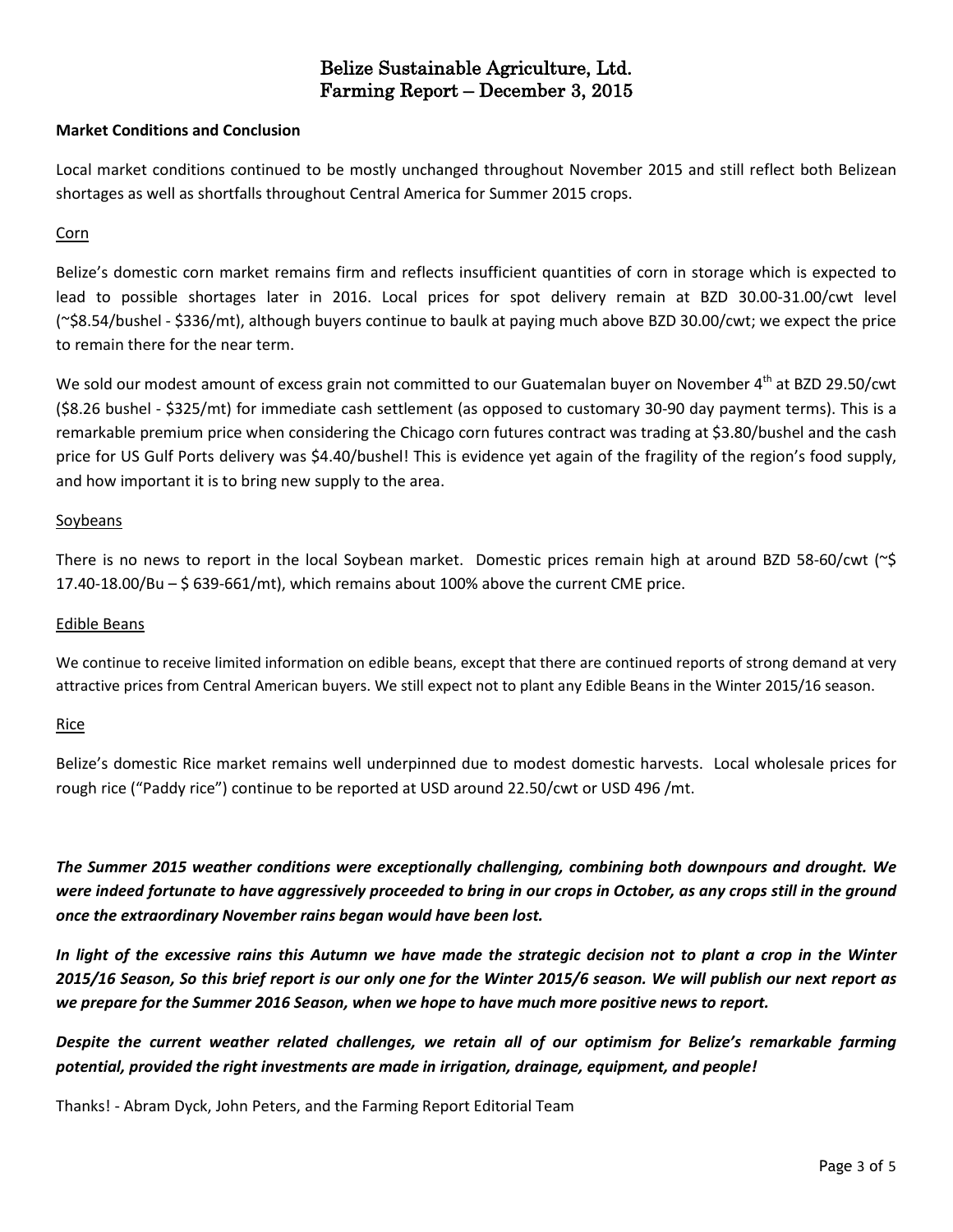# Belize Sustainable Agriculture, Ltd.
# Farming Report – December 3, 2015

**Market Conditions and Conclusion**

Local market conditions continued to be mostly unchanged throughout November 2015 and still reflect both Belizean shortages as well as shortfalls throughout Central America for Summer 2015 crops.

## Corn

Belize's domestic corn market remains firm and reflects insufficient quantities of corn in storage which is expected to lead to possible shortages later in 2016. Local prices for spot delivery remain at BZD 30.00-31.00/cwt level (~$8.54/bushel - $336/mt), although buyers continue to baulk at paying much above BZD 30.00/cwt; we expect the price to remain there for the near term.

We sold our modest amount of excess grain not committed to our Guatemalan buyer on November 4th at BZD 29.50/cwt ($8.26 bushel - $325/mt) for immediate cash settlement (as opposed to customary 30-90 day payment terms). This is a remarkable premium price when considering the Chicago corn futures contract was trading at $3.80/bushel and the cash price for US Gulf Ports delivery was $4.40/bushel! This is evidence yet again of the fragility of the region's food supply, and how important it is to bring new supply to the area.

## Soybeans

There is no news to report in the local Soybean market. Domestic prices remain high at around BZD 58-60/cwt (~$ 17.40-18.00/Bu – $ 639-661/mt), which remains about 100% above the current CME price.

## Edible Beans

We continue to receive limited information on edible beans, except that there are continued reports of strong demand at very attractive prices from Central American buyers. We still expect not to plant any Edible Beans in the Winter 2015/16 season.

## Rice

Belize's domestic Rice market remains well underpinned due to modest domestic harvests. Local wholesale prices for rough rice ("Paddy rice") continue to be reported at USD around 22.50/cwt or USD 496 /mt.

***The Summer 2015 weather conditions were exceptionally challenging, combining both downpours and drought. We were indeed fortunate to have aggressively proceeded to bring in our crops in October, as any crops still in the ground once the extraordinary November rains began would have been lost.***

***In light of the excessive rains this Autumn we have made the strategic decision not to plant a crop in the Winter 2015/16 Season, So this brief report is our only one for the Winter 2015/6 season. We will publish our next report as we prepare for the Summer 2016 Season, when we hope to have much more positive news to report.***

***Despite the current weather related challenges, we retain all of our optimism for Belize's remarkable farming potential, provided the right investments are made in irrigation, drainage, equipment, and people!***

Thanks! - Abram Dyck, John Peters, and the Farming Report Editorial Team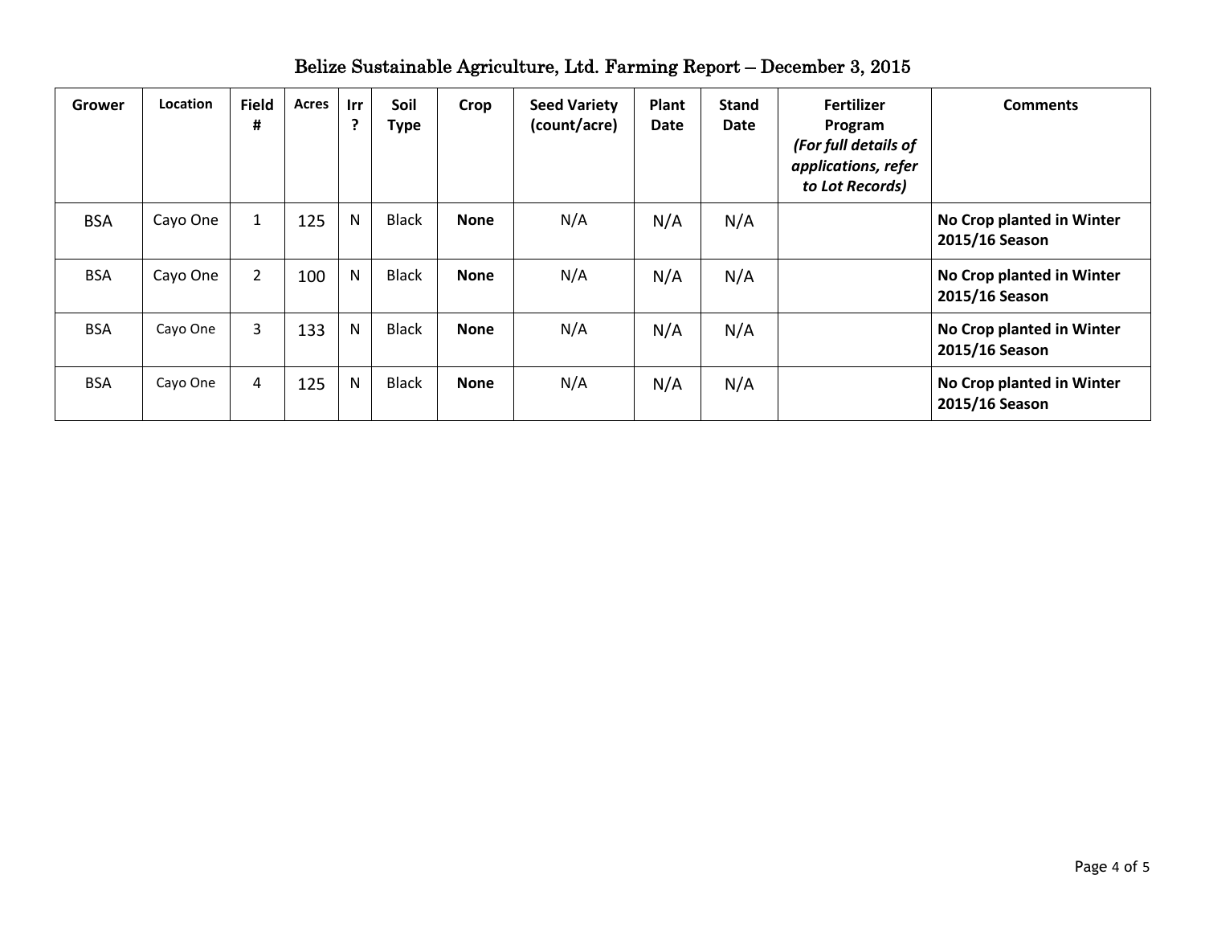# Belize Sustainable Agriculture, Ltd. Farming Report – December 3, 2015

| Grower | Location | Field # | Acres | Irr ? | Soil Type | Crop | Seed Variety (count/acre) | Plant Date | Stand Date | Fertilizer Program *(For full details of applications, refer to Lot Records)* | Comments |
|---|---|---|---|---|---|---|---|---|---|---|---|
| BSA | Cayo One | 1 | 125 | N | Black | **None** | N/A | N/A | N/A | | **No Crop planted in Winter 2015/16 Season** |
| BSA | Cayo One | 2 | 100 | N | Black | **None** | N/A | N/A | N/A | | **No Crop planted in Winter 2015/16 Season** |
| BSA | Cayo One | 3 | 133 | N | Black | **None** | N/A | N/A | N/A | | **No Crop planted in Winter 2015/16 Season** |
| BSA | Cayo One | 4 | 125 | N | Black | **None** | N/A | N/A | N/A | | **No Crop planted in Winter 2015/16 Season** |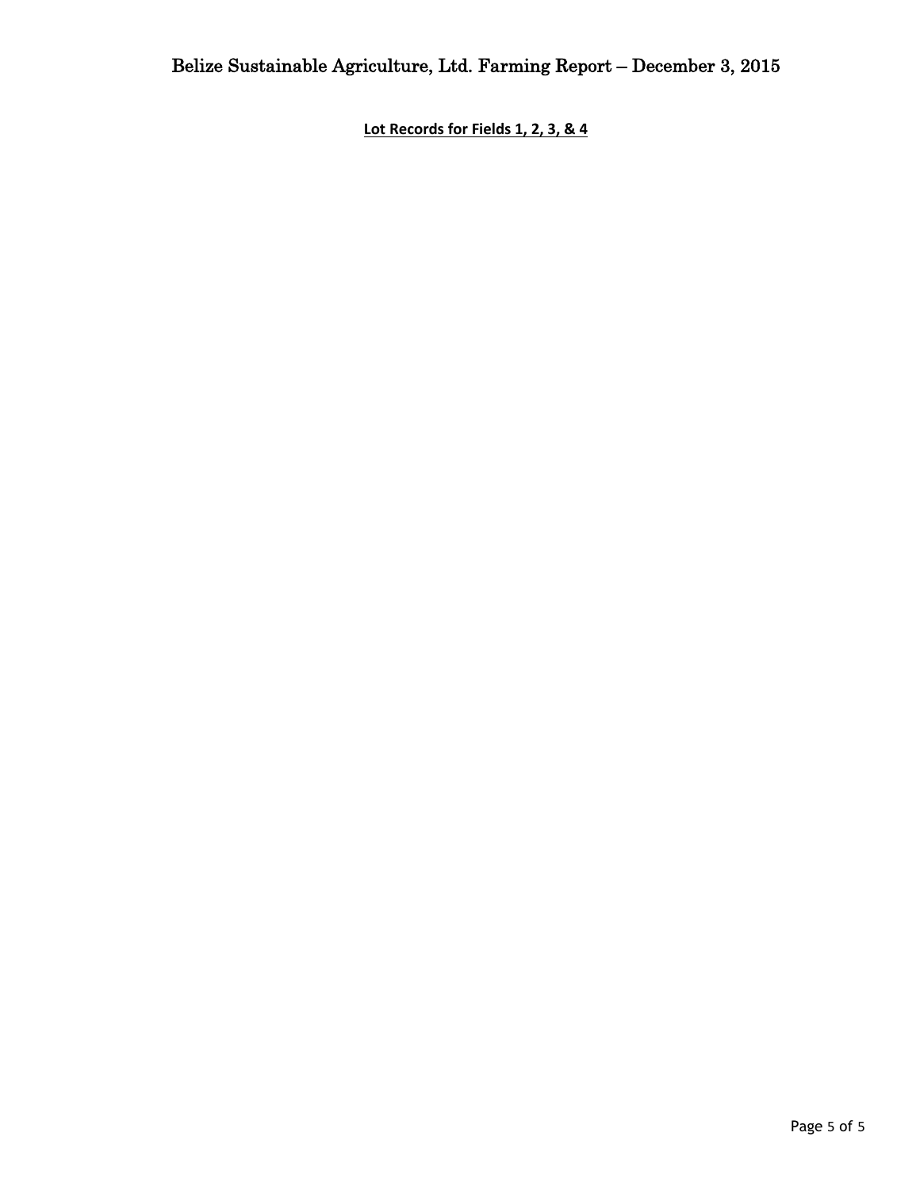**Lot Records for Fields 1, 2, 3, & 4**